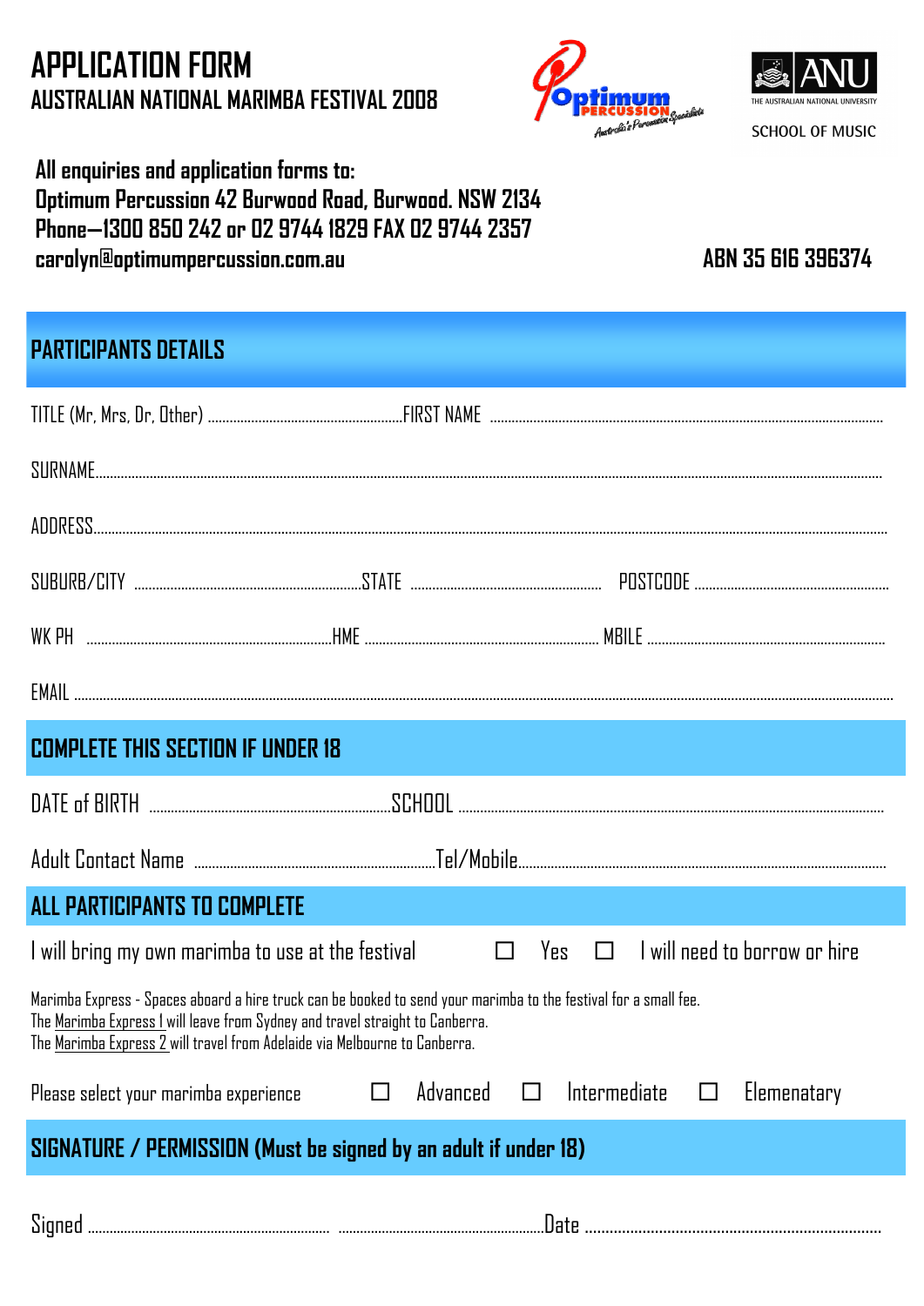# APPLICATION FORM

## AUSTRALIAN NATIONAL MARIMBA FESTIVAL 2008

Optimum Percussion — Australia's Percussion Specialists

ANU — THE AUSTRALIAN NATIONAL UNIVERSITY — SCHOOL OF MUSIC

**All enquiries and application forms to:**
**Optimum Percussion 42 Burwood Road, Burwood. NSW 2134**
**Phone—1300 850 242 or 02 9744 1829 FAX 02 9744 2357**
**carolyn@optimumpercussion.com.au**

**ABN 35 616 396374**

## PARTICIPANTS DETAILS

TITLE (Mr, Mrs, Dr, Other) ............................ FIRST NAME ............................

SURNAME............................

ADDRESS............................

SUBURB/CITY ............................ STATE ............................ POSTCODE ............................

WK PH ............................ HME ............................ MBILE ............................

EMAIL ............................

## COMPLETE THIS SECTION IF UNDER 18

DATE of BIRTH ............................ SCHOOL ............................

Adult Contact Name ............................ Tel/Mobile............................

## ALL PARTICIPANTS TO COMPLETE

I will bring my own marimba to use at the festival ☐ Yes ☐ I will need to borrow or hire

Marimba Express - Spaces aboard a hire truck can be booked to send your marimba to the festival for a small fee.
The Marimba Express I will leave from Sydney and travel straight to Canberra.
The Marimba Express 2 will travel from Adelaide via Melbourne to Canberra.

Please select your marimba experience ☐ Advanced ☐ Intermediate ☐ Elemenatary

## SIGNATURE / PERMISSION (Must be signed by an adult if under 18)

Signed ............................ ............................ Date ............................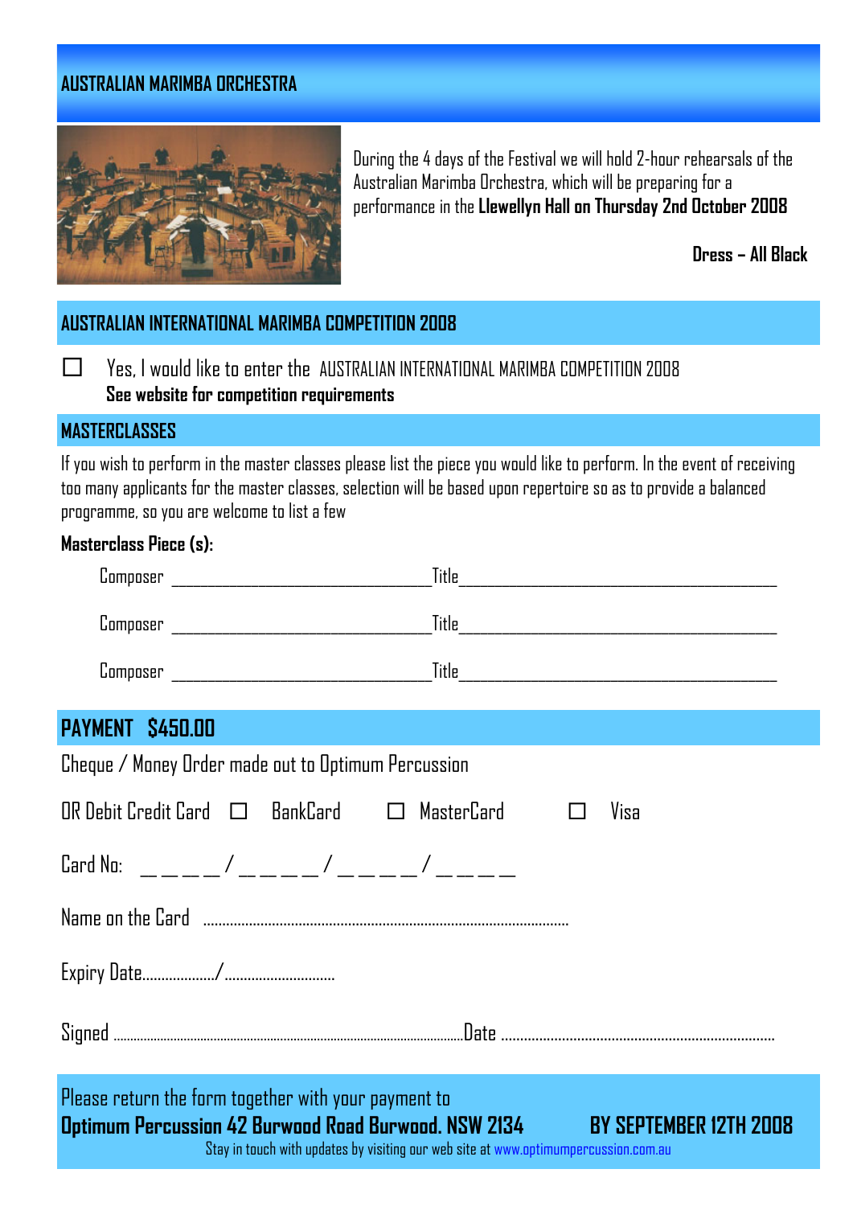## AUSTRALIAN MARIMBA ORCHESTRA

During the 4 days of the Festival we will hold 2-hour rehearsals of the Australian Marimba Orchestra, which will be preparing for a performance in the **Llewellyn Hall on Thursday 2nd October 2008**

**Dress – All Black**

## AUSTRALIAN INTERNATIONAL MARIMBA COMPETITION 2008

☐ Yes, I would like to enter the AUSTRALIAN INTERNATIONAL MARIMBA COMPETITION 2008
**See website for competition requirements**

## MASTERCLASSES

If you wish to perform in the master classes please list the piece you would like to perform. In the event of receiving too many applicants for the master classes, selection will be based upon repertoire so as to provide a balanced programme, so you are welcome to list a few

**Masterclass Piece (s):**

Composer ______________________________ Title ______________________________________

Composer ______________________________ Title ______________________________________

Composer ______________________________ Title ______________________________________

## PAYMENT $450.00

Cheque / Money Order made out to Optimum Percussion

OR Debit Credit Card ☐ BankCard ☐ MasterCard ☐ Visa

Card No: _ _ _ _ / _ _ _ _ / _ _ _ _ / _ _ _ _

Name on the Card ..........................................................................................

Expiry Date................../..........................

Signed ..........................................................................................Date ..........................................................................

Please return the form together with your payment to
**Optimum Percussion 42 Burwood Road Burwood. NSW 2134 BY SEPTEMBER 12TH 2008**
Stay in touch with updates by visiting our web site at www.optimumpercussion.com.au